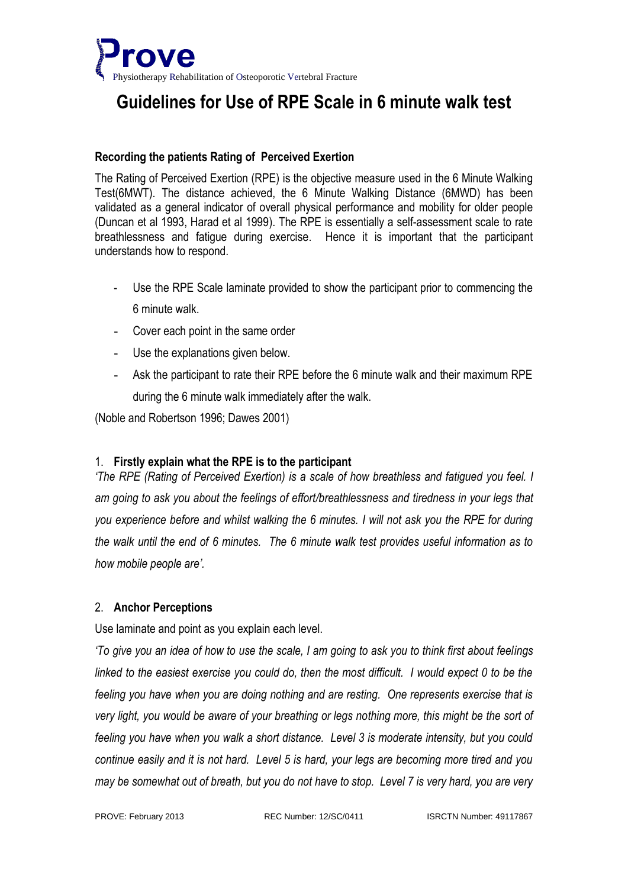# Prove

Physiotherapy Rehabilitation of Osteoporotic Vertebral Fracture

# Guidelines for Use of RPE Scale in 6 minute walk test

### Recording the patients Rating of Perceived Exertion

The Rating of Perceived Exertion (RPE) is the objective measure used in the 6 Minute Walking Test(6MWT). The distance achieved, the 6 Minute Walking Distance (6MWD) has been validated as a general indicator of overall physical performance and mobility for older people (Duncan et al 1993, Harad et al 1999). The RPE is essentially a self-assessment scale to rate breathlessness and fatigue during exercise. Hence it is important that the participant understands how to respond.

- Use the RPE Scale laminate provided to show the participant prior to commencing the 6 minute walk.
- Cover each point in the same order
- Use the explanations given below.
- Ask the participant to rate their RPE before the 6 minute walk and their maximum RPE during the 6 minute walk immediately after the walk.

(Noble and Robertson 1996; Dawes 2001)

1. **Firstly explain what the RPE is to the participant**

*'The RPE (Rating of Perceived Exertion) is a scale of how breathless and fatigued you feel. I am going to ask you about the feelings of effort/breathlessness and tiredness in your legs that you experience before and whilst walking the 6 minutes. I will not ask you the RPE for during the walk until the end of 6 minutes. The 6 minute walk test provides useful information as to how mobile people are'.*

2. **Anchor Perceptions**

Use laminate and point as you explain each level.

*'To give you an idea of how to use the scale, I am going to ask you to think first about feelings linked to the easiest exercise you could do, then the most difficult. I would expect 0 to be the feeling you have when you are doing nothing and are resting. One represents exercise that is very light, you would be aware of your breathing or legs nothing more, this might be the sort of feeling you have when you walk a short distance. Level 3 is moderate intensity, but you could continue easily and it is not hard. Level 5 is hard, your legs are becoming more tired and you may be somewhat out of breath, but you do not have to stop. Level 7 is very hard, you are very*

PROVE: February 2013 REC Number: 12/SC/0411 ISRCTN Number: 49117867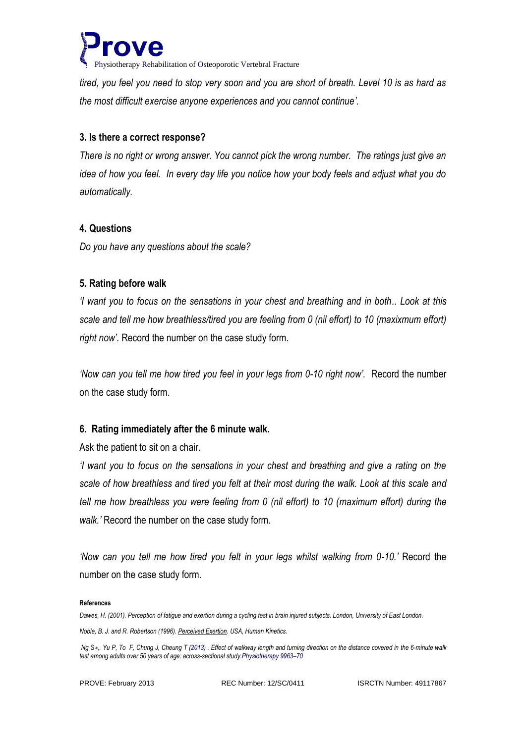*tired, you feel you need to stop very soon and you are short of breath. Level 10 is as hard as the most difficult exercise anyone experiences and you cannot continue'.*

**3. Is there a correct response?**

*There is no right or wrong answer. You cannot pick the wrong number. The ratings just give an idea of how you feel. In every day life you notice how your body feels and adjust what you do automatically.*

**4. Questions**

*Do you have any questions about the scale?*

**5. Rating before walk**

*'I want you to focus on the sensations in your chest and breathing and in both.. Look at this scale and tell me how breathless/tired you are feeling from 0 (nil effort) to 10 (maxixmum effort) right now'.* Record the number on the case study form.

*'Now can you tell me how tired you feel in your legs from 0-10 right now'.* Record the number on the case study form.

**6. Rating immediately after the 6 minute walk.**

Ask the patient to sit on a chair.

*'I want you to focus on the sensations in your chest and breathing and give a rating on the scale of how breathless and tired you felt at their most during the walk. Look at this scale and tell me how breathless you were feeling from 0 (nil effort) to 10 (maximum effort) during the walk.'* Record the number on the case study form.

*'Now can you tell me how tired you felt in your legs whilst walking from 0-10.'* Record the number on the case study form.

**References**

*Dawes, H. (2001). Perception of fatigue and exertion during a cycling test in brain injured subjects. London, University of East London.*

*Noble, B. J. and R. Robertson (1996). Perceived Exertion. USA, Human Kinetics.*

*Ng S*,. Yu P, To F, Chung J, Cheung T (2013) . Effect of walkway length and turning direction on the distance covered in the 6-minute walk test among adults over 50 years of age: across-sectional study.Physiotherapy 9963–70*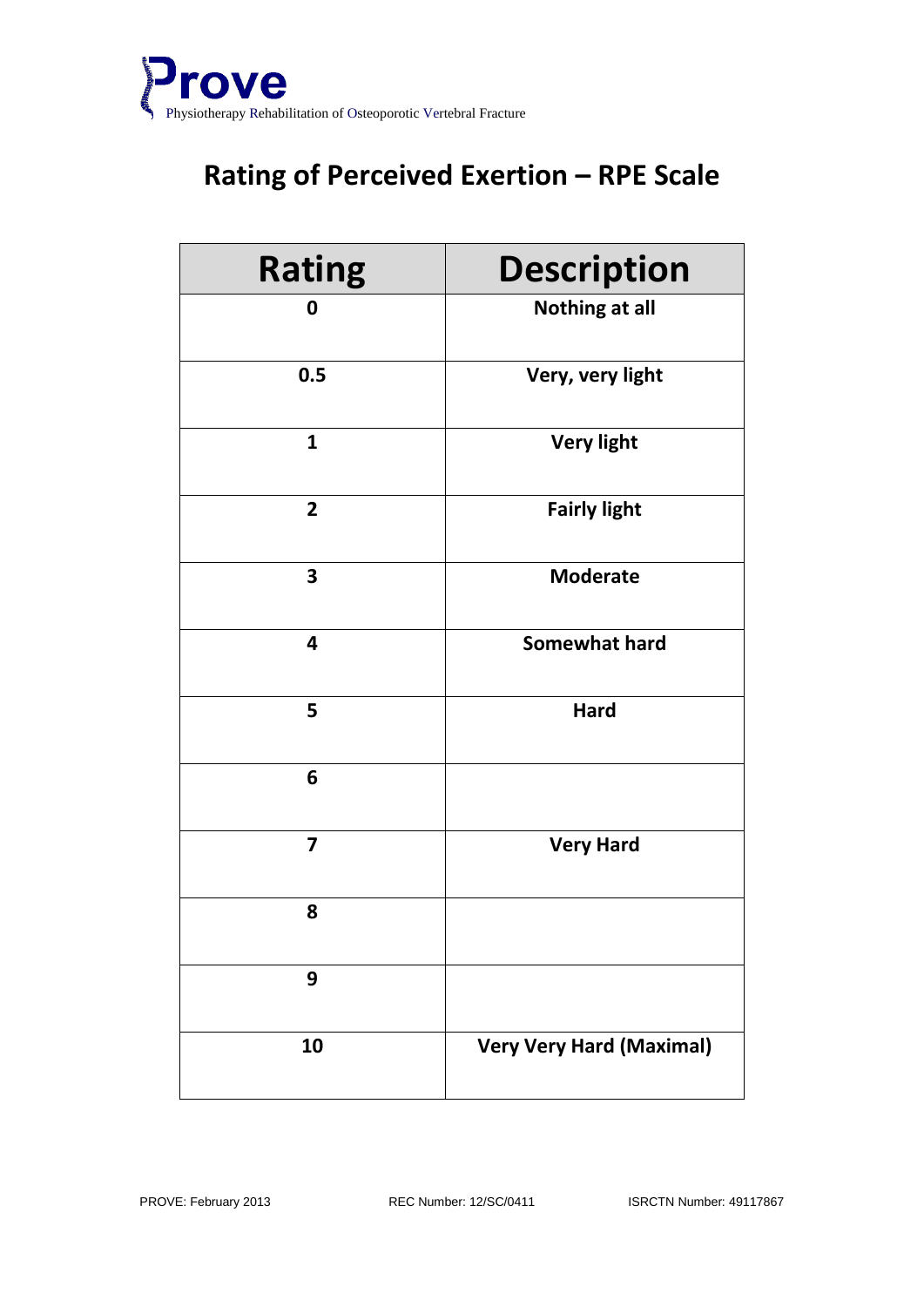Prove
Physiotherapy Rehabilitation of Osteoporotic Vertebral Fracture

# Rating of Perceived Exertion – RPE Scale

| Rating | Description |
| --- | --- |
| **0** | **Nothing at all** |
| **0.5** | **Very, very light** |
| **1** | **Very light** |
| **2** | **Fairly light** |
| **3** | **Moderate** |
| **4** | **Somewhat hard** |
| **5** | **Hard** |
| **6** | |
| **7** | **Very Hard** |
| **8** | |
| **9** | |
| **10** | **Very Very Hard (Maximal)** |

PROVE: February 2013 REC Number: 12/SC/0411 ISRCTN Number: 49117867